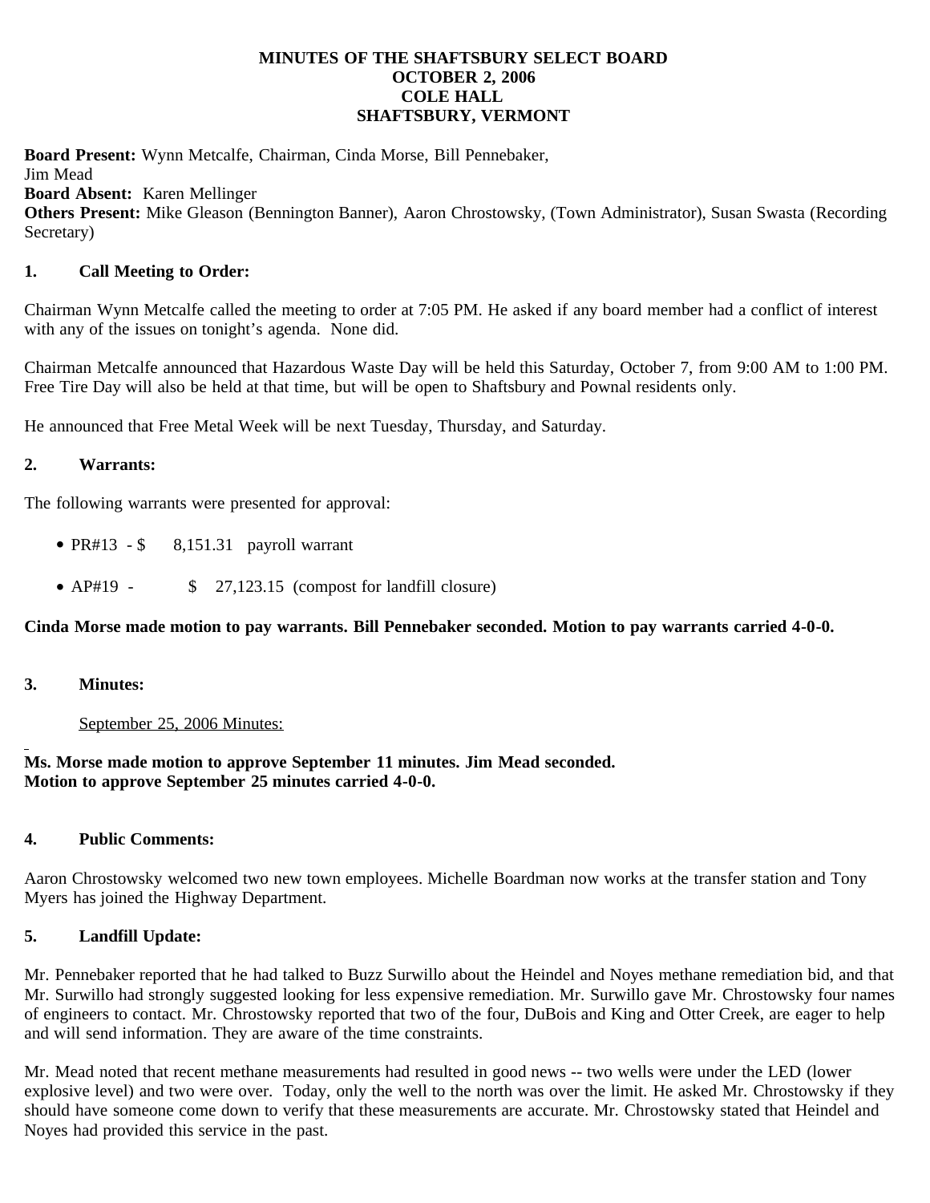**MINUTES OF THE SHAFTSBURY SELECT BOARD**
**OCTOBER 2, 2006**
**COLE HALL**
**SHAFTSBURY, VERMONT**

**Board Present:** Wynn Metcalfe, Chairman, Cinda Morse, Bill Pennebaker, Jim Mead
**Board Absent:** Karen Mellinger
**Others Present:** Mike Gleason (Bennington Banner), Aaron Chrostowsky, (Town Administrator), Susan Swasta (Recording Secretary)

## 1. Call Meeting to Order:

Chairman Wynn Metcalfe called the meeting to order at 7:05 PM. He asked if any board member had a conflict of interest with any of the issues on tonight's agenda. None did.

Chairman Metcalfe announced that Hazardous Waste Day will be held this Saturday, October 7, from 9:00 AM to 1:00 PM. Free Tire Day will also be held at that time, but will be open to Shaftsbury and Pownal residents only.

He announced that Free Metal Week will be next Tuesday, Thursday, and Saturday.

## 2. Warrants:

The following warrants were presented for approval:

- PR#13 - $ 8,151.31 payroll warrant
- AP#19 - $ 27,123.15 (compost for landfill closure)

**Cinda Morse made motion to pay warrants. Bill Pennebaker seconded. Motion to pay warrants carried 4-0-0.**

## 3. Minutes:

September 25, 2006 Minutes:

**Ms. Morse made motion to approve September 11 minutes. Jim Mead seconded.**
**Motion to approve September 25 minutes carried 4-0-0.**

## 4. Public Comments:

Aaron Chrostowsky welcomed two new town employees. Michelle Boardman now works at the transfer station and Tony Myers has joined the Highway Department.

## 5. Landfill Update:

Mr. Pennebaker reported that he had talked to Buzz Surwillo about the Heindel and Noyes methane remediation bid, and that Mr. Surwillo had strongly suggested looking for less expensive remediation. Mr. Surwillo gave Mr. Chrostowsky four names of engineers to contact. Mr. Chrostowsky reported that two of the four, DuBois and King and Otter Creek, are eager to help and will send information. They are aware of the time constraints.

Mr. Mead noted that recent methane measurements had resulted in good news -- two wells were under the LED (lower explosive level) and two were over. Today, only the well to the north was over the limit. He asked Mr. Chrostowsky if they should have someone come down to verify that these measurements are accurate. Mr. Chrostowsky stated that Heindel and Noyes had provided this service in the past.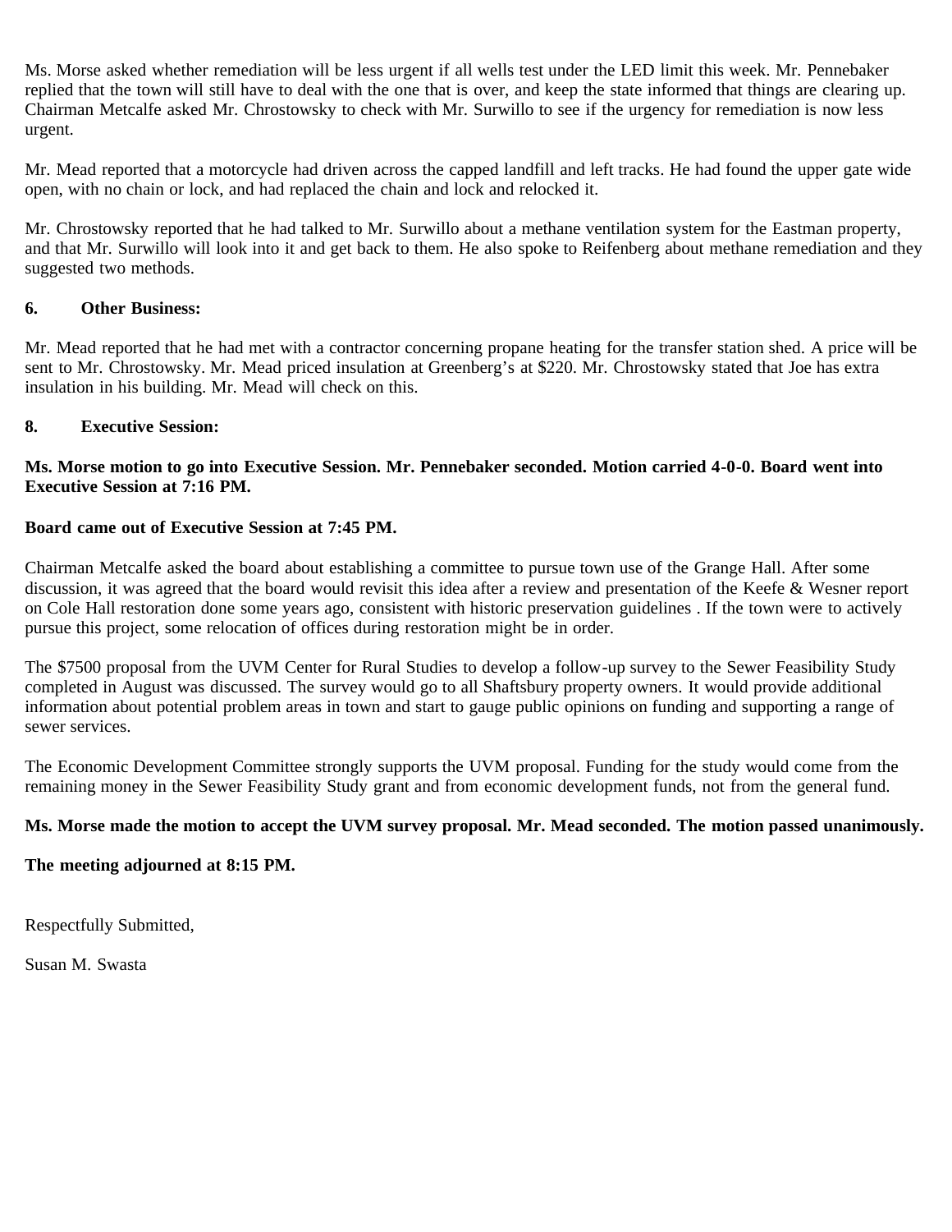Ms. Morse asked whether remediation will be less urgent if all wells test under the LED limit this week. Mr. Pennebaker replied that the town will still have to deal with the one that is over, and keep the state informed that things are clearing up. Chairman Metcalfe asked Mr. Chrostowsky to check with Mr. Surwillo to see if the urgency for remediation is now less urgent.

Mr. Mead reported that a motorcycle had driven across the capped landfill and left tracks. He had found the upper gate wide open, with no chain or lock, and had replaced the chain and lock and relocked it.

Mr. Chrostowsky reported that he had talked to Mr. Surwillo about a methane ventilation system for the Eastman property, and that Mr. Surwillo will look into it and get back to them. He also spoke to Reifenberg about methane remediation and they suggested two methods.

**6. Other Business:**

Mr. Mead reported that he had met with a contractor concerning propane heating for the transfer station shed. A price will be sent to Mr. Chrostowsky. Mr. Mead priced insulation at Greenberg's at $220. Mr. Chrostowsky stated that Joe has extra insulation in his building. Mr. Mead will check on this.

**8. Executive Session:**

**Ms. Morse motion to go into Executive Session. Mr. Pennebaker seconded. Motion carried 4-0-0. Board went into Executive Session at 7:16 PM.**

**Board came out of Executive Session at 7:45 PM.**

Chairman Metcalfe asked the board about establishing a committee to pursue town use of the Grange Hall. After some discussion, it was agreed that the board would revisit this idea after a review and presentation of the Keefe & Wesner report on Cole Hall restoration done some years ago, consistent with historic preservation guidelines . If the town were to actively pursue this project, some relocation of offices during restoration might be in order.

The $7500 proposal from the UVM Center for Rural Studies to develop a follow-up survey to the Sewer Feasibility Study completed in August was discussed. The survey would go to all Shaftsbury property owners. It would provide additional information about potential problem areas in town and start to gauge public opinions on funding and supporting a range of sewer services.

The Economic Development Committee strongly supports the UVM proposal. Funding for the study would come from the remaining money in the Sewer Feasibility Study grant and from economic development funds, not from the general fund.

**Ms. Morse made the motion to accept the UVM survey proposal. Mr. Mead seconded. The motion passed unanimously.**

**The meeting adjourned at 8:15 PM.**

Respectfully Submitted,

Susan M. Swasta